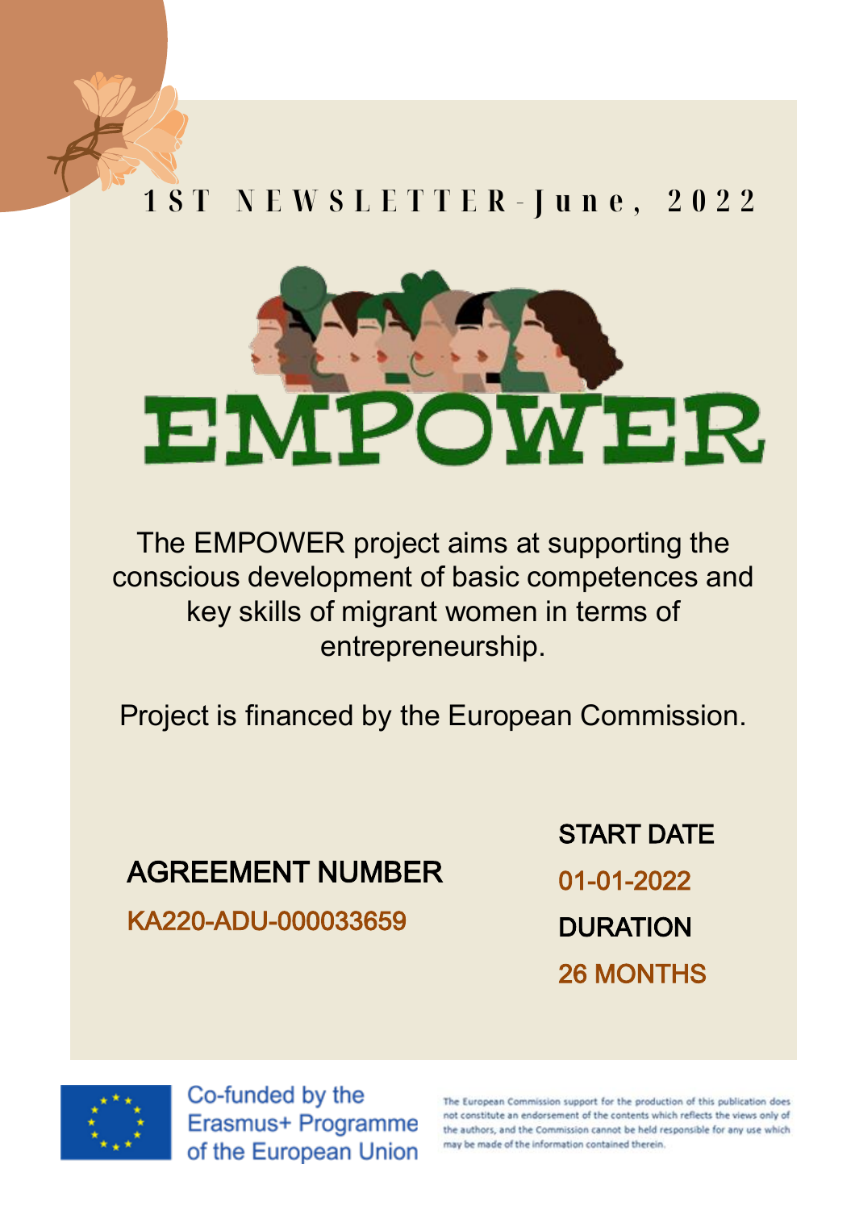1ST NEWSLETTER - June, 2022

# EMPOWER

The EMPOWER project aims at supporting the conscious development of basic competences and key skills of migrant women in terms of entrepreneurship.

Project is financed by the European Commission.

**AGREEMENT NUMBER**

KA220-ADU-000033659

**START DATE**

01-01-2022

**DURATION**

26 MONTHS

Co-funded by the Erasmus+ Programme of the European Union

The European Commission support for the production of this publication does not constitute an endorsement of the contents which reflects the views only of the authors, and the Commission cannot be held responsible for any use which may be made of the information contained therein.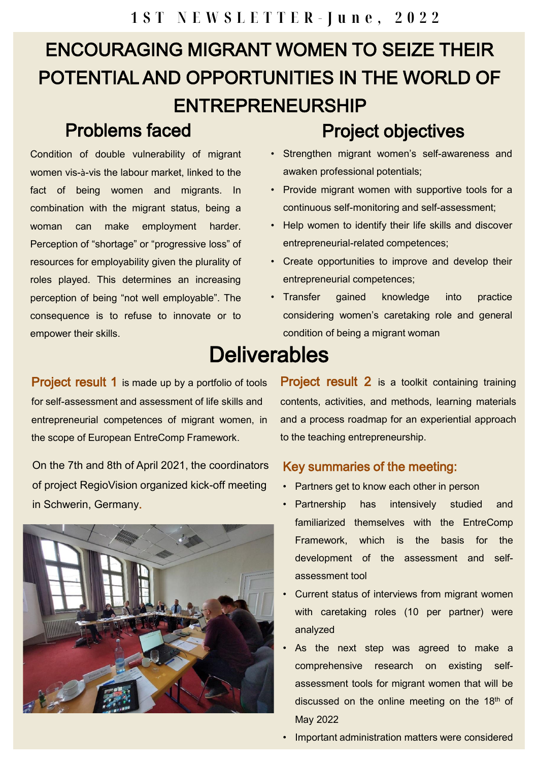1ST NEWSLETTER - June, 2022

# ENCOURAGING MIGRANT WOMEN TO SEIZE THEIR POTENTIAL AND OPPORTUNITIES IN THE WORLD OF ENTREPRENEURSHIP

## Problems faced

Condition of double vulnerability of migrant women vis-à-vis the labour market, linked to the fact of being women and migrants. In combination with the migrant status, being a woman can make employment harder. Perception of “shortage” or “progressive loss” of resources for employability given the plurality of roles played. This determines an increasing perception of being “not well employable”. The consequence is to refuse to innovate or to empower their skills.

## Project objectives

- Strengthen migrant women’s self-awareness and awaken professional potentials;
- Provide migrant women with supportive tools for a continuous self-monitoring and self-assessment;
- Help women to identify their life skills and discover entrepreneurial-related competences;
- Create opportunities to improve and develop their entrepreneurial competences;
- Transfer gained knowledge into practice considering women’s caretaking role and general condition of being a migrant woman

# Deliverables

**Project result 1** is made up by a portfolio of tools for self-assessment and assessment of life skills and entrepreneurial competences of migrant women, in the scope of European EntreComp Framework.

**Project result 2** is a toolkit containing training contents, activities, and methods, learning materials and a process roadmap for an experiential approach to the teaching entrepreneurship.

On the 7th and 8th of April 2021, the coordinators of project RegioVision organized kick-off meeting in Schwerin, Germany.

### Key summaries of the meeting:

- Partners get to know each other in person
- Partnership has intensively studied and familiarized themselves with the EntreComp Framework, which is the basis for the development of the assessment and self-assessment tool
- Current status of interviews from migrant women with caretaking roles (10 per partner) were analyzed
- As the next step was agreed to make a comprehensive research on existing self-assessment tools for migrant women that will be discussed on the online meeting on the 18th of May 2022
- Important administration matters were considered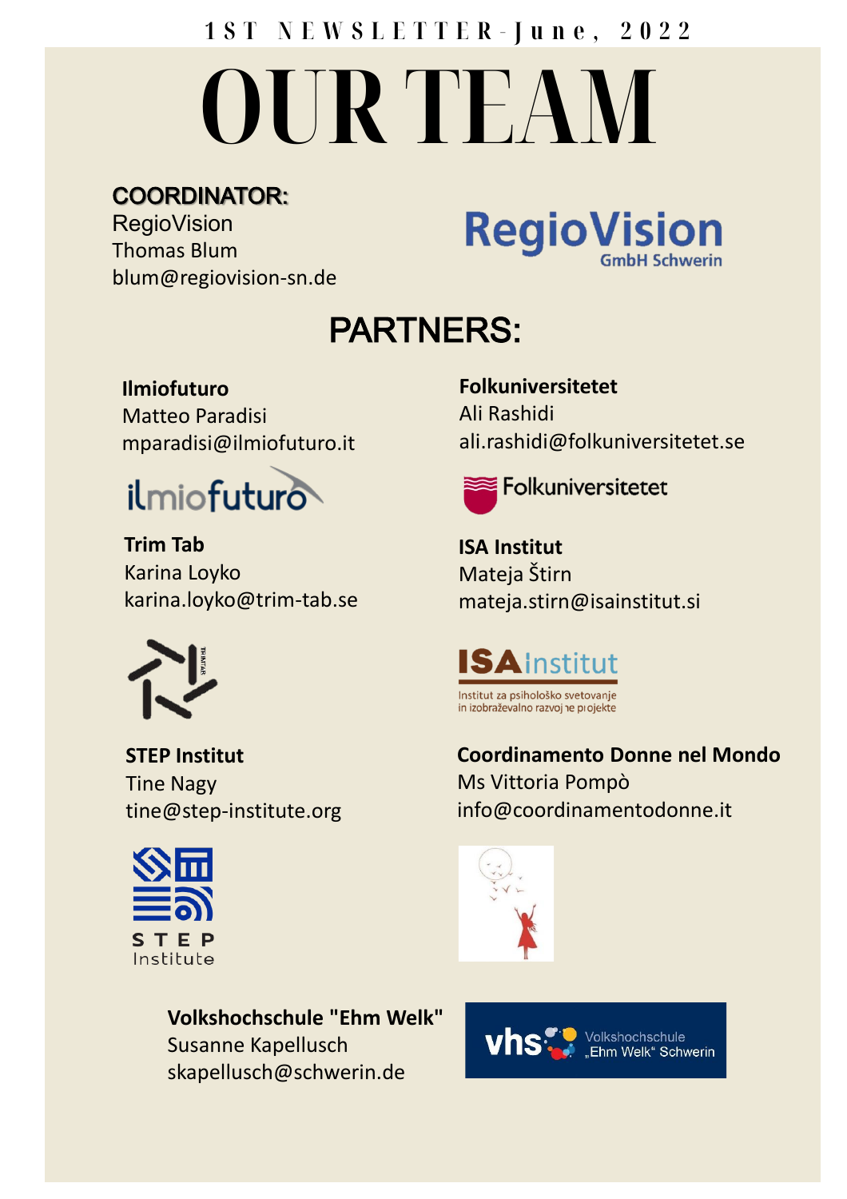1ST NEWSLETTER-June, 2022

# OUR TEAM

**COORDINATOR:**
RegioVision
Thomas Blum
blum@regiovision-sn.de

## PARTNERS:

**Ilmiofuturo**
Matteo Paradisi
mparadisi@ilmiofuturo.it

**Folkuniversitetet**
Ali Rashidi
ali.rashidi@folkuniversitetet.se

**Trim Tab**
Karina Loyko
karina.loyko@trim-tab.se

**ISA Institut**
Mateja Štirn
mateja.stirn@isainstitut.si

**STEP Institut**
Tine Nagy
tine@step-institute.org

**Coordinamento Donne nel Mondo**
Ms Vittoria Pompò
info@coordinamentodonne.it

**Volkshochschule "Ehm Welk"**
Susanne Kapellusch
skapellusch@schwerin.de